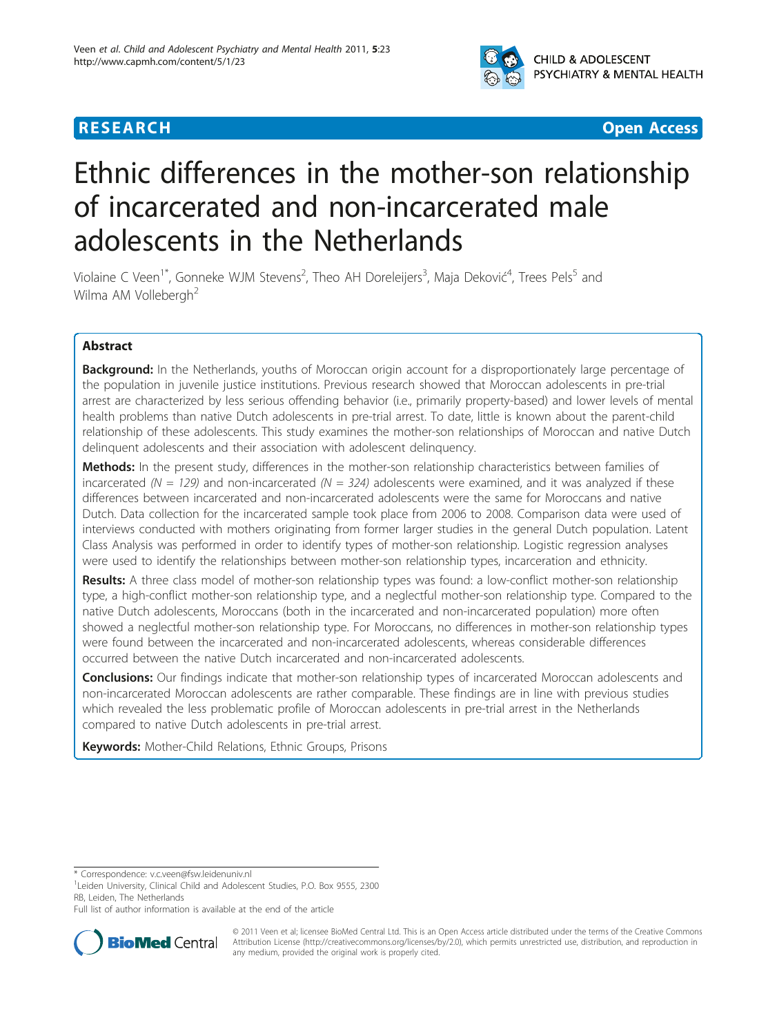RESEARCH Open Access

# Ethnic differences in the mother-son relationship of incarcerated and non-incarcerated male adolescents in the Netherlands

Violaine C Veen[1*], Gonneke WJM Stevens[2], Theo AH Doreleijers[3], Maja Deković[4], Trees Pels[5] and Wilma AM Vollebergh[2]

## Abstract

**Background:** In the Netherlands, youths of Moroccan origin account for a disproportionately large percentage of the population in juvenile justice institutions. Previous research showed that Moroccan adolescents in pre-trial arrest are characterized by less serious offending behavior (i.e., primarily property-based) and lower levels of mental health problems than native Dutch adolescents in pre-trial arrest. To date, little is known about the parent-child relationship of these adolescents. This study examines the mother-son relationships of Moroccan and native Dutch delinquent adolescents and their association with adolescent delinquency.

**Methods:** In the present study, differences in the mother-son relationship characteristics between families of incarcerated *(N = 129)* and non-incarcerated *(N = 324)* adolescents were examined, and it was analyzed if these differences between incarcerated and non-incarcerated adolescents were the same for Moroccans and native Dutch. Data collection for the incarcerated sample took place from 2006 to 2008. Comparison data were used of interviews conducted with mothers originating from former larger studies in the general Dutch population. Latent Class Analysis was performed in order to identify types of mother-son relationship. Logistic regression analyses were used to identify the relationships between mother-son relationship types, incarceration and ethnicity.

**Results:** A three class model of mother-son relationship types was found: a low-conflict mother-son relationship type, a high-conflict mother-son relationship type, and a neglectful mother-son relationship type. Compared to the native Dutch adolescents, Moroccans (both in the incarcerated and non-incarcerated population) more often showed a neglectful mother-son relationship type. For Moroccans, no differences in mother-son relationship types were found between the incarcerated and non-incarcerated adolescents, whereas considerable differences occurred between the native Dutch incarcerated and non-incarcerated adolescents.

**Conclusions:** Our findings indicate that mother-son relationship types of incarcerated Moroccan adolescents and non-incarcerated Moroccan adolescents are rather comparable. These findings are in line with previous studies which revealed the less problematic profile of Moroccan adolescents in pre-trial arrest in the Netherlands compared to native Dutch adolescents in pre-trial arrest.

**Keywords:** Mother-Child Relations, Ethnic Groups, Prisons

\* Correspondence: v.c.veen@fsw.leidenuniv.nl
[1]Leiden University, Clinical Child and Adolescent Studies, P.O. Box 9555, 2300 RB, Leiden, The Netherlands
Full list of author information is available at the end of the article

© 2011 Veen et al; licensee BioMed Central Ltd. This is an Open Access article distributed under the terms of the Creative Commons Attribution License (http://creativecommons.org/licenses/by/2.0), which permits unrestricted use, distribution, and reproduction in any medium, provided the original work is properly cited.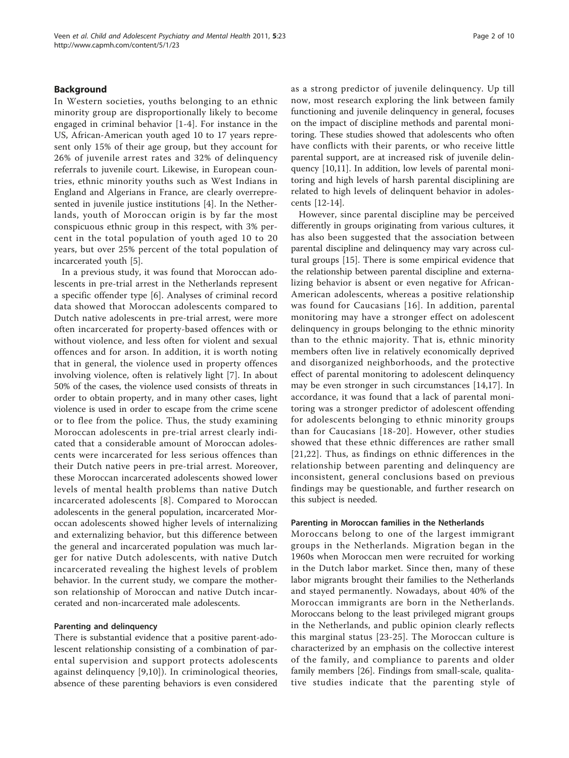## Background

In Western societies, youths belonging to an ethnic minority group are disproportionally likely to become engaged in criminal behavior [1-4]. For instance in the US, African-American youth aged 10 to 17 years represent only 15% of their age group, but they account for 26% of juvenile arrest rates and 32% of delinquency referrals to juvenile court. Likewise, in European countries, ethnic minority youths such as West Indians in England and Algerians in France, are clearly overrepresented in juvenile justice institutions [4]. In the Netherlands, youth of Moroccan origin is by far the most conspicuous ethnic group in this respect, with 3% percent in the total population of youth aged 10 to 20 years, but over 25% percent of the total population of incarcerated youth [5].

In a previous study, it was found that Moroccan adolescents in pre-trial arrest in the Netherlands represent a specific offender type [6]. Analyses of criminal record data showed that Moroccan adolescents compared to Dutch native adolescents in pre-trial arrest, were more often incarcerated for property-based offences with or without violence, and less often for violent and sexual offences and for arson. In addition, it is worth noting that in general, the violence used in property offences involving violence, often is relatively light [7]. In about 50% of the cases, the violence used consists of threats in order to obtain property, and in many other cases, light violence is used in order to escape from the crime scene or to flee from the police. Thus, the study examining Moroccan adolescents in pre-trial arrest clearly indicated that a considerable amount of Moroccan adolescents were incarcerated for less serious offences than their Dutch native peers in pre-trial arrest. Moreover, these Moroccan incarcerated adolescents showed lower levels of mental health problems than native Dutch incarcerated adolescents [8]. Compared to Moroccan adolescents in the general population, incarcerated Moroccan adolescents showed higher levels of internalizing and externalizing behavior, but this difference between the general and incarcerated population was much larger for native Dutch adolescents, with native Dutch incarcerated revealing the highest levels of problem behavior. In the current study, we compare the mother-son relationship of Moroccan and native Dutch incarcerated and non-incarcerated male adolescents.

### Parenting and delinquency

There is substantial evidence that a positive parent-adolescent relationship consisting of a combination of parental supervision and support protects adolescents against delinquency [9,10]). In criminological theories, absence of these parenting behaviors is even considered as a strong predictor of juvenile delinquency. Up till now, most research exploring the link between family functioning and juvenile delinquency in general, focuses on the impact of discipline methods and parental monitoring. These studies showed that adolescents who often have conflicts with their parents, or who receive little parental support, are at increased risk of juvenile delinquency [10,11]. In addition, low levels of parental monitoring and high levels of harsh parental disciplining are related to high levels of delinquent behavior in adolescents [12-14].

However, since parental discipline may be perceived differently in groups originating from various cultures, it has also been suggested that the association between parental discipline and delinquency may vary across cultural groups [15]. There is some empirical evidence that the relationship between parental discipline and externalizing behavior is absent or even negative for African-American adolescents, whereas a positive relationship was found for Caucasians [16]. In addition, parental monitoring may have a stronger effect on adolescent delinquency in groups belonging to the ethnic minority than to the ethnic majority. That is, ethnic minority members often live in relatively economically deprived and disorganized neighborhoods, and the protective effect of parental monitoring to adolescent delinquency may be even stronger in such circumstances [14,17]. In accordance, it was found that a lack of parental monitoring was a stronger predictor of adolescent offending for adolescents belonging to ethnic minority groups than for Caucasians [18-20]. However, other studies showed that these ethnic differences are rather small [21,22]. Thus, as findings on ethnic differences in the relationship between parenting and delinquency are inconsistent, general conclusions based on previous findings may be questionable, and further research on this subject is needed.

### Parenting in Moroccan families in the Netherlands

Moroccans belong to one of the largest immigrant groups in the Netherlands. Migration began in the 1960s when Moroccan men were recruited for working in the Dutch labor market. Since then, many of these labor migrants brought their families to the Netherlands and stayed permanently. Nowadays, about 40% of the Moroccan immigrants are born in the Netherlands. Moroccans belong to the least privileged migrant groups in the Netherlands, and public opinion clearly reflects this marginal status [23-25]. The Moroccan culture is characterized by an emphasis on the collective interest of the family, and compliance to parents and older family members [26]. Findings from small-scale, qualitative studies indicate that the parenting style of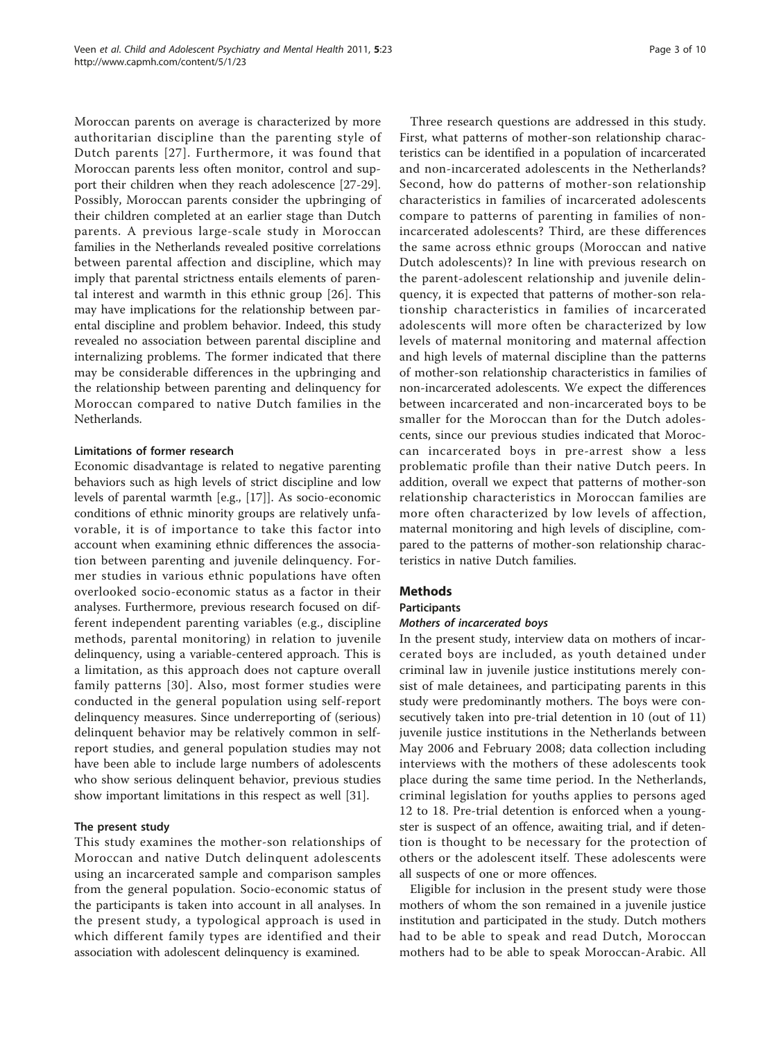Moroccan parents on average is characterized by more authoritarian discipline than the parenting style of Dutch parents [27]. Furthermore, it was found that Moroccan parents less often monitor, control and support their children when they reach adolescence [27-29]. Possibly, Moroccan parents consider the upbringing of their children completed at an earlier stage than Dutch parents. A previous large-scale study in Moroccan families in the Netherlands revealed positive correlations between parental affection and discipline, which may imply that parental strictness entails elements of parental interest and warmth in this ethnic group [26]. This may have implications for the relationship between parental discipline and problem behavior. Indeed, this study revealed no association between parental discipline and internalizing problems. The former indicated that there may be considerable differences in the upbringing and the relationship between parenting and delinquency for Moroccan compared to native Dutch families in the Netherlands.

### Limitations of former research

Economic disadvantage is related to negative parenting behaviors such as high levels of strict discipline and low levels of parental warmth [e.g., [17]]. As socio-economic conditions of ethnic minority groups are relatively unfavorable, it is of importance to take this factor into account when examining ethnic differences the association between parenting and juvenile delinquency. Former studies in various ethnic populations have often overlooked socio-economic status as a factor in their analyses. Furthermore, previous research focused on different independent parenting variables (e.g., discipline methods, parental monitoring) in relation to juvenile delinquency, using a variable-centered approach. This is a limitation, as this approach does not capture overall family patterns [30]. Also, most former studies were conducted in the general population using self-report delinquency measures. Since underreporting of (serious) delinquent behavior may be relatively common in self-report studies, and general population studies may not have been able to include large numbers of adolescents who show serious delinquent behavior, previous studies show important limitations in this respect as well [31].

### The present study

This study examines the mother-son relationships of Moroccan and native Dutch delinquent adolescents using an incarcerated sample and comparison samples from the general population. Socio-economic status of the participants is taken into account in all analyses. In the present study, a typological approach is used in which different family types are identified and their association with adolescent delinquency is examined.

Three research questions are addressed in this study. First, what patterns of mother-son relationship characteristics can be identified in a population of incarcerated and non-incarcerated adolescents in the Netherlands? Second, how do patterns of mother-son relationship characteristics in families of incarcerated adolescents compare to patterns of parenting in families of non-incarcerated adolescents? Third, are these differences the same across ethnic groups (Moroccan and native Dutch adolescents)? In line with previous research on the parent-adolescent relationship and juvenile delinquency, it is expected that patterns of mother-son relationship characteristics in families of incarcerated adolescents will more often be characterized by low levels of maternal monitoring and maternal affection and high levels of maternal discipline than the patterns of mother-son relationship characteristics in families of non-incarcerated adolescents. We expect the differences between incarcerated and non-incarcerated boys to be smaller for the Moroccan than for the Dutch adolescents, since our previous studies indicated that Moroccan incarcerated boys in pre-arrest show a less problematic profile than their native Dutch peers. In addition, overall we expect that patterns of mother-son relationship characteristics in Moroccan families are more often characterized by low levels of affection, maternal monitoring and high levels of discipline, compared to the patterns of mother-son relationship characteristics in native Dutch families.

## Methods

### Participants

#### *Mothers of incarcerated boys*

In the present study, interview data on mothers of incarcerated boys are included, as youth detained under criminal law in juvenile justice institutions merely consist of male detainees, and participating parents in this study were predominantly mothers. The boys were consecutively taken into pre-trial detention in 10 (out of 11) juvenile justice institutions in the Netherlands between May 2006 and February 2008; data collection including interviews with the mothers of these adolescents took place during the same time period. In the Netherlands, criminal legislation for youths applies to persons aged 12 to 18. Pre-trial detention is enforced when a youngster is suspect of an offence, awaiting trial, and if detention is thought to be necessary for the protection of others or the adolescent itself. These adolescents were all suspects of one or more offences.

Eligible for inclusion in the present study were those mothers of whom the son remained in a juvenile justice institution and participated in the study. Dutch mothers had to be able to speak and read Dutch, Moroccan mothers had to be able to speak Moroccan-Arabic. All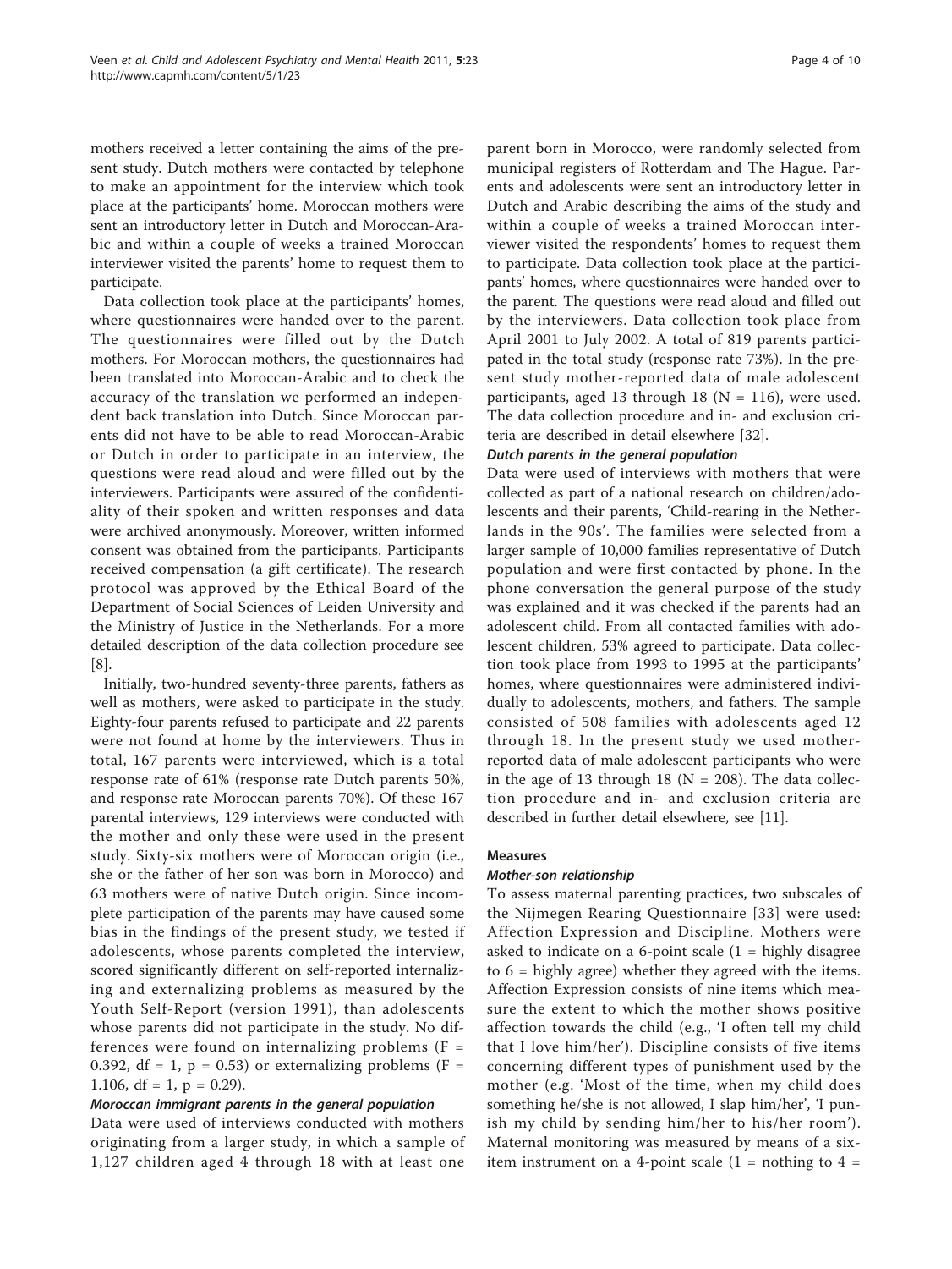mothers received a letter containing the aims of the present study. Dutch mothers were contacted by telephone to make an appointment for the interview which took place at the participants' home. Moroccan mothers were sent an introductory letter in Dutch and Moroccan-Arabic and within a couple of weeks a trained Moroccan interviewer visited the parents' home to request them to participate.

Data collection took place at the participants' homes, where questionnaires were handed over to the parent. The questionnaires were filled out by the Dutch mothers. For Moroccan mothers, the questionnaires had been translated into Moroccan-Arabic and to check the accuracy of the translation we performed an independent back translation into Dutch. Since Moroccan parents did not have to be able to read Moroccan-Arabic or Dutch in order to participate in an interview, the questions were read aloud and were filled out by the interviewers. Participants were assured of the confidentiality of their spoken and written responses and data were archived anonymously. Moreover, written informed consent was obtained from the participants. Participants received compensation (a gift certificate). The research protocol was approved by the Ethical Board of the Department of Social Sciences of Leiden University and the Ministry of Justice in the Netherlands. For a more detailed description of the data collection procedure see [8].

Initially, two-hundred seventy-three parents, fathers as well as mothers, were asked to participate in the study. Eighty-four parents refused to participate and 22 parents were not found at home by the interviewers. Thus in total, 167 parents were interviewed, which is a total response rate of 61% (response rate Dutch parents 50%, and response rate Moroccan parents 70%). Of these 167 parental interviews, 129 interviews were conducted with the mother and only these were used in the present study. Sixty-six mothers were of Moroccan origin (i.e., she or the father of her son was born in Morocco) and 63 mothers were of native Dutch origin. Since incomplete participation of the parents may have caused some bias in the findings of the present study, we tested if adolescents, whose parents completed the interview, scored significantly different on self-reported internalizing and externalizing problems as measured by the Youth Self-Report (version 1991), than adolescents whose parents did not participate in the study. No differences were found on internalizing problems ($F = 0.392$, $df = 1$, $p = 0.53$) or externalizing problems ($F = 1.106$, $df = 1$, $p = 0.29$).

#### *Moroccan immigrant parents in the general population*

Data were used of interviews conducted with mothers originating from a larger study, in which a sample of 1,127 children aged 4 through 18 with at least one parent born in Morocco, were randomly selected from municipal registers of Rotterdam and The Hague. Parents and adolescents were sent an introductory letter in Dutch and Arabic describing the aims of the study and within a couple of weeks a trained Moroccan interviewer visited the respondents' homes to request them to participate. Data collection took place at the participants' homes, where questionnaires were handed over to the parent. The questions were read aloud and filled out by the interviewers. Data collection took place from April 2001 to July 2002. A total of 819 parents participated in the total study (response rate 73%). In the present study mother-reported data of male adolescent participants, aged 13 through 18 (N = 116), were used. The data collection procedure and in- and exclusion criteria are described in detail elsewhere [32].

#### *Dutch parents in the general population*

Data were used of interviews with mothers that were collected as part of a national research on children/adolescents and their parents, 'Child-rearing in the Netherlands in the 90s'. The families were selected from a larger sample of 10,000 families representative of Dutch population and were first contacted by phone. In the phone conversation the general purpose of the study was explained and it was checked if the parents had an adolescent child. From all contacted families with adolescent children, 53% agreed to participate. Data collection took place from 1993 to 1995 at the participants' homes, where questionnaires were administered individually to adolescents, mothers, and fathers. The sample consisted of 508 families with adolescents aged 12 through 18. In the present study we used mother-reported data of male adolescent participants who were in the age of 13 through 18 (N = 208). The data collection procedure and in- and exclusion criteria are described in further detail elsewhere, see [11].

### Measures

#### *Mother-son relationship*

To assess maternal parenting practices, two subscales of the Nijmegen Rearing Questionnaire [33] were used: Affection Expression and Discipline. Mothers were asked to indicate on a 6-point scale (1 = highly disagree to 6 = highly agree) whether they agreed with the items. Affection Expression consists of nine items which measure the extent to which the mother shows positive affection towards the child (e.g., 'I often tell my child that I love him/her'). Discipline consists of five items concerning different types of punishment used by the mother (e.g. 'Most of the time, when my child does something he/she is not allowed, I slap him/her', 'I punish my child by sending him/her to his/her room'). Maternal monitoring was measured by means of a six-item instrument on a 4-point scale (1 = nothing to 4 =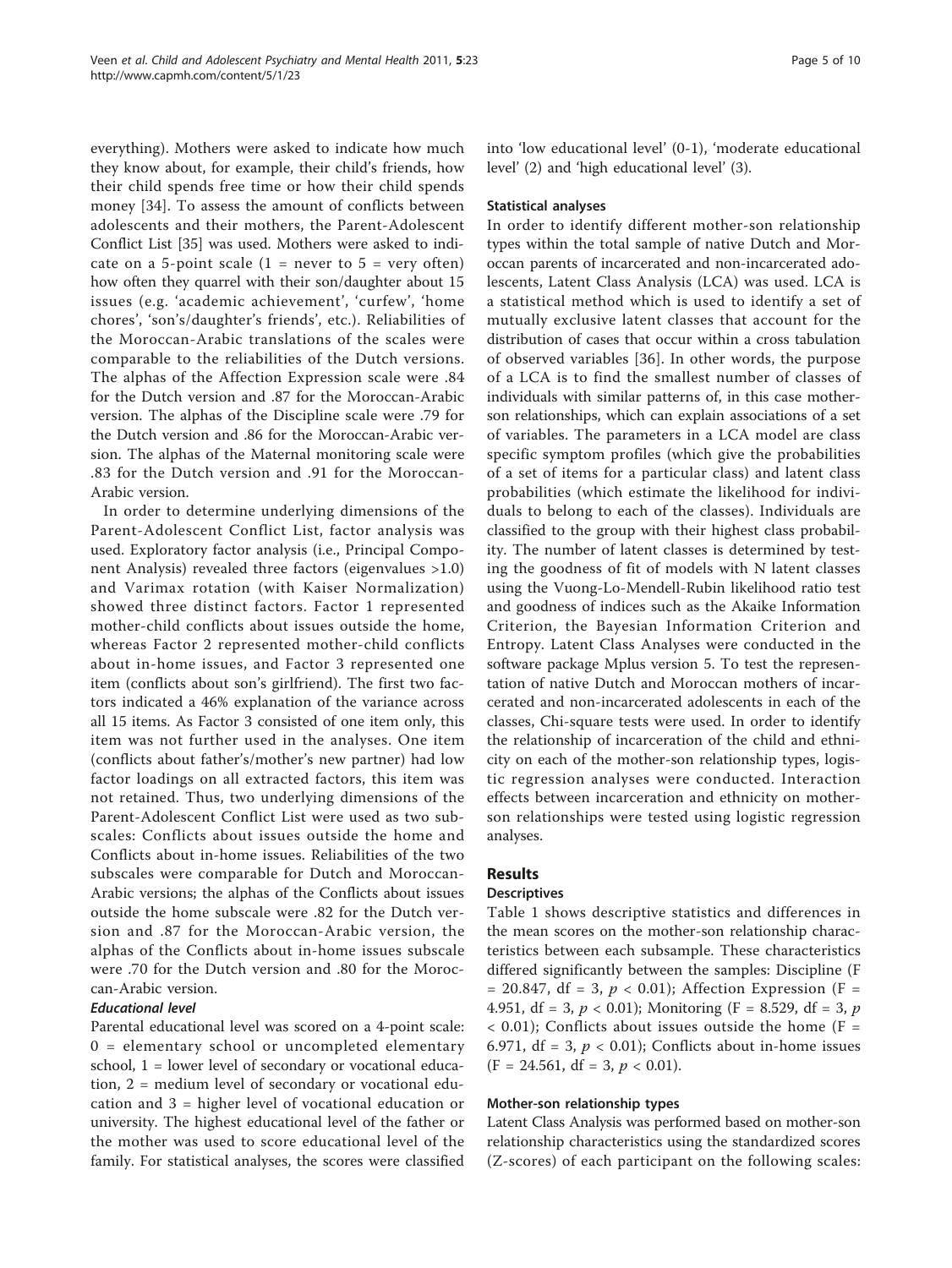everything). Mothers were asked to indicate how much they know about, for example, their child's friends, how their child spends free time or how their child spends money [34]. To assess the amount of conflicts between adolescents and their mothers, the Parent-Adolescent Conflict List [35] was used. Mothers were asked to indicate on a 5-point scale (1 = never to 5 = very often) how often they quarrel with their son/daughter about 15 issues (e.g. 'academic achievement', 'curfew', 'home chores', 'son's/daughter's friends', etc.). Reliabilities of the Moroccan-Arabic translations of the scales were comparable to the reliabilities of the Dutch versions. The alphas of the Affection Expression scale were .84 for the Dutch version and .87 for the Moroccan-Arabic version. The alphas of the Discipline scale were .79 for the Dutch version and .86 for the Moroccan-Arabic version. The alphas of the Maternal monitoring scale were .83 for the Dutch version and .91 for the Moroccan-Arabic version.

In order to determine underlying dimensions of the Parent-Adolescent Conflict List, factor analysis was used. Exploratory factor analysis (i.e., Principal Component Analysis) revealed three factors (eigenvalues >1.0) and Varimax rotation (with Kaiser Normalization) showed three distinct factors. Factor 1 represented mother-child conflicts about issues outside the home, whereas Factor 2 represented mother-child conflicts about in-home issues, and Factor 3 represented one item (conflicts about son's girlfriend). The first two factors indicated a 46% explanation of the variance across all 15 items. As Factor 3 consisted of one item only, this item was not further used in the analyses. One item (conflicts about father's/mother's new partner) had low factor loadings on all extracted factors, this item was not retained. Thus, two underlying dimensions of the Parent-Adolescent Conflict List were used as two subscales: Conflicts about issues outside the home and Conflicts about in-home issues. Reliabilities of the two subscales were comparable for Dutch and Moroccan-Arabic versions; the alphas of the Conflicts about issues outside the home subscale were .82 for the Dutch version and .87 for the Moroccan-Arabic version, the alphas of the Conflicts about in-home issues subscale were .70 for the Dutch version and .80 for the Moroccan-Arabic version.

#### *Educational level*

Parental educational level was scored on a 4-point scale: 0 = elementary school or uncompleted elementary school, 1 = lower level of secondary or vocational education, 2 = medium level of secondary or vocational education and 3 = higher level of vocational education or university. The highest educational level of the father or the mother was used to score educational level of the family. For statistical analyses, the scores were classified into 'low educational level' (0-1), 'moderate educational level' (2) and 'high educational level' (3).

### Statistical analyses

In order to identify different mother-son relationship types within the total sample of native Dutch and Moroccan parents of incarcerated and non-incarcerated adolescents, Latent Class Analysis (LCA) was used. LCA is a statistical method which is used to identify a set of mutually exclusive latent classes that account for the distribution of cases that occur within a cross tabulation of observed variables [36]. In other words, the purpose of a LCA is to find the smallest number of classes of individuals with similar patterns of, in this case mother-son relationships, which can explain associations of a set of variables. The parameters in a LCA model are class specific symptom profiles (which give the probabilities of a set of items for a particular class) and latent class probabilities (which estimate the likelihood for individuals to belong to each of the classes). Individuals are classified to the group with their highest class probability. The number of latent classes is determined by testing the goodness of fit of models with N latent classes using the Vuong-Lo-Mendell-Rubin likelihood ratio test and goodness of indices such as the Akaike Information Criterion, the Bayesian Information Criterion and Entropy. Latent Class Analyses were conducted in the software package Mplus version 5. To test the representation of native Dutch and Moroccan mothers of incarcerated and non-incarcerated adolescents in each of the classes, Chi-square tests were used. In order to identify the relationship of incarceration of the child and ethnicity on each of the mother-son relationship types, logistic regression analyses were conducted. Interaction effects between incarceration and ethnicity on mother-son relationships were tested using logistic regression analyses.

## Results

### Descriptives

Table 1 shows descriptive statistics and differences in the mean scores on the mother-son relationship characteristics between each subsample. These characteristics differed significantly between the samples: Discipline ($F = 20.847$, df = 3, $p < 0.01$); Affection Expression ($F = 4.951$, df = 3, $p < 0.01$); Monitoring ($F = 8.529$, df = 3, $p < 0.01$); Conflicts about issues outside the home ($F = 6.971$, df = 3, $p < 0.01$); Conflicts about in-home issues ($F = 24.561$, df = 3, $p < 0.01$).

### Mother-son relationship types

Latent Class Analysis was performed based on mother-son relationship characteristics using the standardized scores (Z-scores) of each participant on the following scales: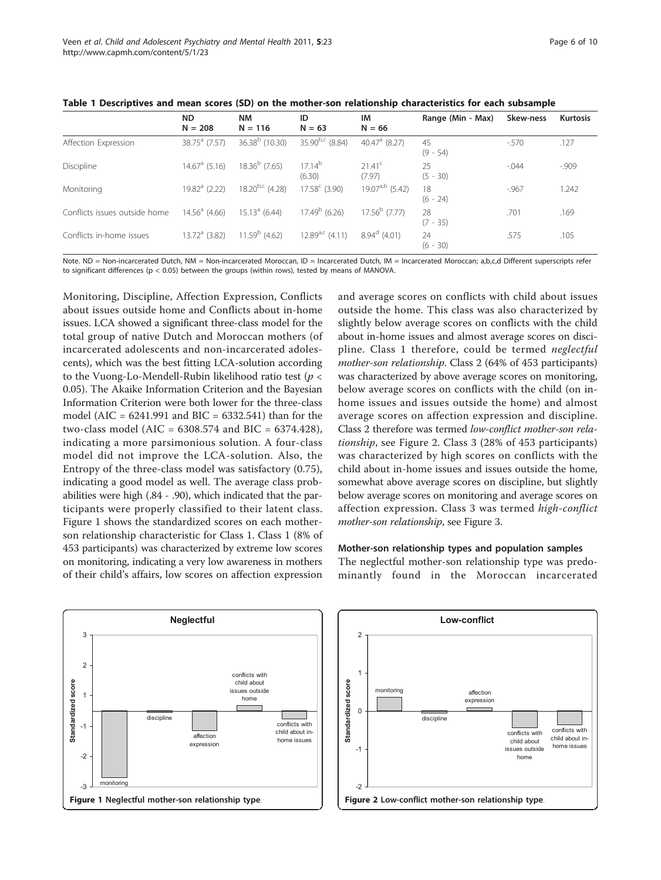**Table 1 Descriptives and mean scores (SD) on the mother-son relationship characteristics for each subsample**

| | ND N = 208 | NM N = 116 | ID N = 63 | IM N = 66 | Range (Min - Max) | Skew-ness | Kurtosis |
|---|---|---|---|---|---|---|---|
| Affection Expression | $38.75^{a}$ (7.57) | $36.38^{b}$ (10.30) | $35.90^{b,c}$ (8.84) | $40.47^{a}$ (8.27) | 45 (9 - 54) | -.570 | .127 |
| Discipline | $14.67^{a}$ (5.16) | $18.36^{b}$ (7.65) | $17.14^{b}$ (6.30) | $21.41^{c}$ (7.97) | 25 (5 - 30) | -.044 | -.909 |
| Monitoring | $19.82^{a}$ (2.22) | $18.20^{b,c}$ (4.28) | $17.58^{c}$ (3.90) | $19.07^{a,b}$ (5.42) | 18 (6 - 24) | -.967 | 1.242 |
| Conflicts issues outside home | $14.56^{a}$ (4.66) | $15.13^{a}$ (6.44) | $17.49^{b}$ (6.26) | $17.56^{b}$ (7.77) | 28 (7 - 35) | .701 | .169 |
| Conflicts in-home issues | $13.72^{a}$ (3.82) | $11.59^{b}$ (4.62) | $12.89^{a,c}$ (4.11) | $8.94^{d}$ (4.01) | 24 (6 - 30) | .575 | .105 |

Note. ND = Non-incarcerated Dutch, NM = Non-incarcerated Moroccan, ID = Incarcerated Dutch, IM = Incarcerated Moroccan; a,b,c,d Different superscripts refer to significant differences ($p < 0.05$) between the groups (within rows), tested by means of MANOVA.

Monitoring, Discipline, Affection Expression, Conflicts about issues outside home and Conflicts about in-home issues. LCA showed a significant three-class model for the total group of native Dutch and Moroccan mothers (of incarcerated adolescents and non-incarcerated adolescents), which was the best fitting LCA-solution according to the Vuong-Lo-Mendell-Rubin likelihood ratio test ($p <$ 0.05). The Akaike Information Criterion and the Bayesian Information Criterion were both lower for the three-class model (AIC = 6241.991 and BIC = 6332.541) than for the two-class model (AIC = 6308.574 and BIC = 6374.428), indicating a more parsimonious solution. A four-class model did not improve the LCA-solution. Also, the Entropy of the three-class model was satisfactory (0.75), indicating a good model as well. The average class probabilities were high (.84 - .90), which indicated that the participants were properly classified to their latent class. Figure 1 shows the standardized scores on each mother-son relationship characteristic for Class 1. Class 1 (8% of 453 participants) was characterized by extreme low scores on monitoring, indicating a very low awareness in mothers of their child's affairs, low scores on affection expression and average scores on conflicts with child about issues outside the home. This class was also characterized by slightly below average scores on conflicts with the child about in-home issues and almost average scores on discipline. Class 1 therefore, could be termed *neglectful mother-son relationship*. Class 2 (64% of 453 participants) was characterized by above average scores on monitoring, below average scores on conflicts with the child (on in-home issues and issues outside the home) and almost average scores on affection expression and discipline. Class 2 therefore was termed *low-conflict mother-son relationship*, see Figure 2. Class 3 (28% of 453 participants) was characterized by high scores on conflicts with the child about in-home issues and issues outside the home, somewhat above average scores on discipline, but slightly below average scores on monitoring and average scores on affection expression. Class 3 was termed *high-conflict mother-son relationship*, see Figure 3.

### Mother-son relationship types and population samples

The neglectful mother-son relationship type was predominantly found in the Moroccan incarcerated

**Figure 1** Neglectful mother-son relationship type.

**Figure 2** Low-conflict mother-son relationship type.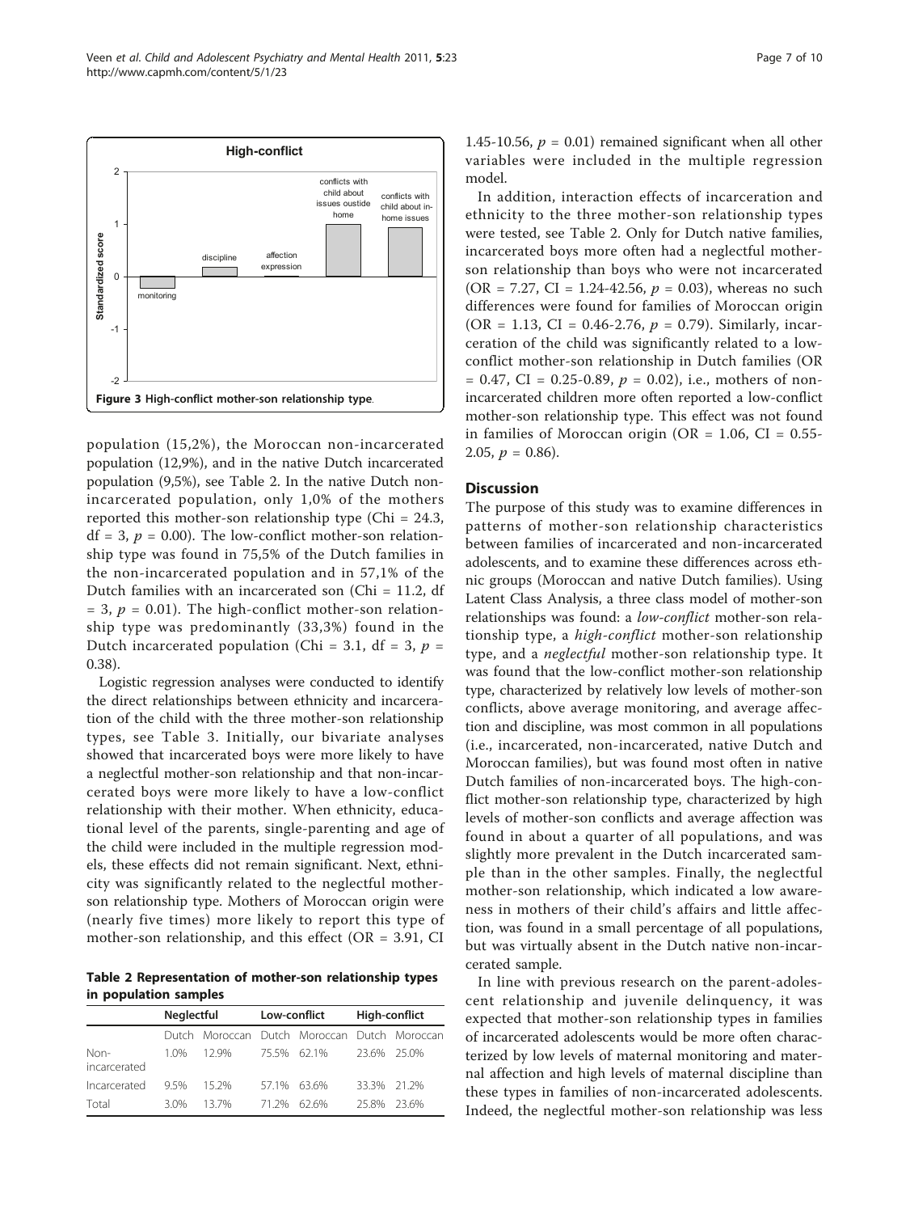Figure 3 High-conflict mother-son relationship type.

population (15,2%), the Moroccan non-incarcerated population (12,9%), and in the native Dutch incarcerated population (9,5%), see Table 2. In the native Dutch non-incarcerated population, only 1,0% of the mothers reported this mother-son relationship type (Chi = 24.3, df = 3, $p$ = 0.00). The low-conflict mother-son relationship type was found in 75,5% of the Dutch families in the non-incarcerated population and in 57,1% of the Dutch families with an incarcerated son (Chi = 11.2, df = 3, $p$ = 0.01). The high-conflict mother-son relationship type was predominantly (33,3%) found in the Dutch incarcerated population (Chi = 3.1, df = 3, $p$ = 0.38).

Logistic regression analyses were conducted to identify the direct relationships between ethnicity and incarceration of the child with the three mother-son relationship types, see Table 3. Initially, our bivariate analyses showed that incarcerated boys were more likely to have a neglectful mother-son relationship and that non-incarcerated boys were more likely to have a low-conflict relationship with their mother. When ethnicity, educational level of the parents, single-parenting and age of the child were included in the multiple regression models, these effects did not remain significant. Next, ethnicity was significantly related to the neglectful mother-son relationship type. Mothers of Moroccan origin were (nearly five times) more likely to report this type of mother-son relationship, and this effect (OR = 3.91, CI 1.45-10.56, $p$ = 0.01) remained significant when all other variables were included in the multiple regression model.

**Table 2 Representation of mother-son relationship types in population samples**

| | Neglectful | | Low-conflict | | High-conflict | |
|---|---|---|---|---|---|---|
| | Dutch | Moroccan | Dutch | Moroccan | Dutch | Moroccan |
| Non-incarcerated | 1.0% | 12.9% | 75.5% | 62.1% | 23.6% | 25.0% |
| Incarcerated | 9.5% | 15.2% | 57.1% | 63.6% | 33.3% | 21.2% |
| Total | 3.0% | 13.7% | 71.2% | 62.6% | 25.8% | 23.6% |

In addition, interaction effects of incarceration and ethnicity to the three mother-son relationship types were tested, see Table 2. Only for Dutch native families, incarcerated boys more often had a neglectful mother-son relationship than boys who were not incarcerated (OR = 7.27, CI = 1.24-42.56, $p$ = 0.03), whereas no such differences were found for families of Moroccan origin (OR = 1.13, CI = 0.46-2.76, $p$ = 0.79). Similarly, incarceration of the child was significantly related to a low-conflict mother-son relationship in Dutch families (OR = 0.47, CI = 0.25-0.89, $p$ = 0.02), i.e., mothers of non-incarcerated children more often reported a low-conflict mother-son relationship type. This effect was not found in families of Moroccan origin (OR = 1.06, CI = 0.55-2.05, $p$ = 0.86).

## Discussion

The purpose of this study was to examine differences in patterns of mother-son relationship characteristics between families of incarcerated and non-incarcerated adolescents, and to examine these differences across ethnic groups (Moroccan and native Dutch families). Using Latent Class Analysis, a three class model of mother-son relationships was found: a *low-conflict* mother-son relationship type, a *high-conflict* mother-son relationship type, and a *neglectful* mother-son relationship type. It was found that the low-conflict mother-son relationship type, characterized by relatively low levels of mother-son conflicts, above average monitoring, and average affection and discipline, was most common in all populations (i.e., incarcerated, non-incarcerated, native Dutch and Moroccan families), but was found most often in native Dutch families of non-incarcerated boys. The high-conflict mother-son relationship type, characterized by high levels of mother-son conflicts and average affection was found in about a quarter of all populations, and was slightly more prevalent in the Dutch incarcerated sample than in the other samples. Finally, the neglectful mother-son relationship, which indicated a low awareness in mothers of their child's affairs and little affection, was found in a small percentage of all populations, but was virtually absent in the Dutch native non-incarcerated sample.

In line with previous research on the parent-adolescent relationship and juvenile delinquency, it was expected that mother-son relationship types in families of incarcerated adolescents would be more often characterized by low levels of maternal monitoring and maternal affection and high levels of maternal discipline than these types in families of non-incarcerated adolescents. Indeed, the neglectful mother-son relationship was less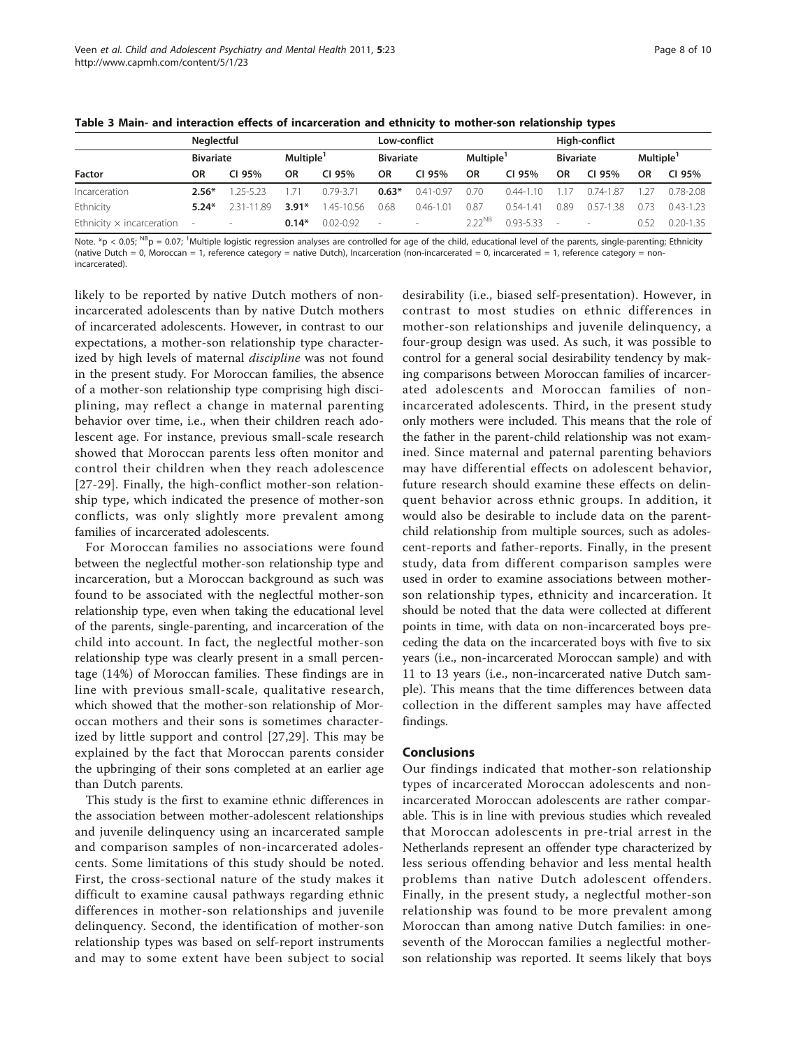**Table 3 Main- and interaction effects of incarceration and ethnicity to mother-son relationship types**

| | Neglectful | | | | Low-conflict | | | | High-conflict | | | |
|---|---|---|---|---|---|---|---|---|---|---|---|---|
| | Bivariate | | Multiple[1] | | Bivariate | | Multiple[1] | | Bivariate | | Multiple[1] | |
| Factor | OR | CI 95% | OR | CI 95% | OR | CI 95% | OR | CI 95% | OR | CI 95% | OR | CI 95% |
| Incarceration | **2.56*** | 1.25-5.23 | 1.71 | 0.79-3.71 | **0.63*** | 0.41-0.97 | 0.70 | 0.44-1.10 | 1.17 | 0.74-1.87 | 1.27 | 0.78-2.08 |
| Ethnicity | **5.24*** | 2.31-11.89 | **3.91*** | 1.45-10.56 | 0.68 | 0.46-1.01 | 0.87 | 0.54-1.41 | 0.89 | 0.57-1.38 | 0.73 | 0.43-1.23 |
| Ethnicity × incarceration | - | - | **0.14*** | 0.02-0.92 | - | - | 2.22[NB] | 0.93-5.33 | - | - | 0.52 | 0.20-1.35 |

Note. *$p < 0.05$; [NB]$p = 0.07$; [1]Multiple logistic regression analyses are controlled for age of the child, educational level of the parents, single-parenting; Ethnicity (native Dutch = 0, Moroccan = 1, reference category = native Dutch), Incarceration (non-incarcerated = 0, incarcerated = 1, reference category = non-incarcerated).

likely to be reported by native Dutch mothers of non-incarcerated adolescents than by native Dutch mothers of incarcerated adolescents. However, in contrast to our expectations, a mother-son relationship type characterized by high levels of maternal *discipline* was not found in the present study. For Moroccan families, the absence of a mother-son relationship type comprising high disciplining, may reflect a change in maternal parenting behavior over time, i.e., when their children reach adolescent age. For instance, previous small-scale research showed that Moroccan parents less often monitor and control their children when they reach adolescence [27-29]. Finally, the high-conflict mother-son relationship type, which indicated the presence of mother-son conflicts, was only slightly more prevalent among families of incarcerated adolescents.

For Moroccan families no associations were found between the neglectful mother-son relationship type and incarceration, but a Moroccan background as such was found to be associated with the neglectful mother-son relationship type, even when taking the educational level of the parents, single-parenting, and incarceration of the child into account. In fact, the neglectful mother-son relationship type was clearly present in a small percentage (14%) of Moroccan families. These findings are in line with previous small-scale, qualitative research, which showed that the mother-son relationship of Moroccan mothers and their sons is sometimes characterized by little support and control [27,29]. This may be explained by the fact that Moroccan parents consider the upbringing of their sons completed at an earlier age than Dutch parents.

This study is the first to examine ethnic differences in the association between mother-adolescent relationships and juvenile delinquency using an incarcerated sample and comparison samples of non-incarcerated adolescents. Some limitations of this study should be noted. First, the cross-sectional nature of the study makes it difficult to examine causal pathways regarding ethnic differences in mother-son relationships and juvenile delinquency. Second, the identification of mother-son relationship types was based on self-report instruments and may to some extent have been subject to social desirability (i.e., biased self-presentation). However, in contrast to most studies on ethnic differences in mother-son relationships and juvenile delinquency, a four-group design was used. As such, it was possible to control for a general social desirability tendency by making comparisons between Moroccan families of incarcerated adolescents and Moroccan families of non-incarcerated adolescents. Third, in the present study only mothers were included. This means that the role of the father in the parent-child relationship was not examined. Since maternal and paternal parenting behaviors may have differential effects on adolescent behavior, future research should examine these effects on delinquent behavior across ethnic groups. In addition, it would also be desirable to include data on the parent-child relationship from multiple sources, such as adolescent-reports and father-reports. Finally, in the present study, data from different comparison samples were used in order to examine associations between mother-son relationship types, ethnicity and incarceration. It should be noted that the data were collected at different points in time, with data on non-incarcerated boys preceding the data on the incarcerated boys with five to six years (i.e., non-incarcerated Moroccan sample) and with 11 to 13 years (i.e., non-incarcerated native Dutch sample). This means that the time differences between data collection in the different samples may have affected findings.

## Conclusions

Our findings indicated that mother-son relationship types of incarcerated Moroccan adolescents and non-incarcerated Moroccan adolescents are rather comparable. This is in line with previous studies which revealed that Moroccan adolescents in pre-trial arrest in the Netherlands represent an offender type characterized by less serious offending behavior and less mental health problems than native Dutch adolescent offenders. Finally, in the present study, a neglectful mother-son relationship was found to be more prevalent among Moroccan than among native Dutch families: in one-seventh of the Moroccan families a neglectful mother-son relationship was reported. It seems likely that boys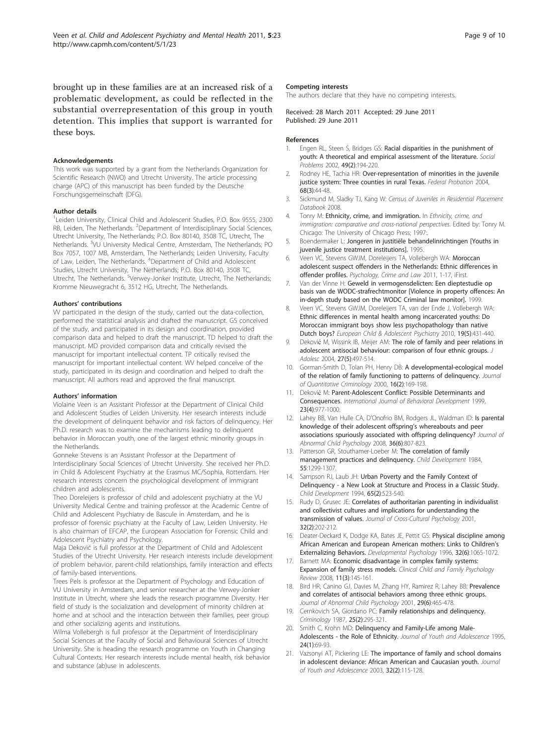brought up in these families are at an increased risk of a problematic development, as could be reflected in the substantial overrepresentation of this group in youth detention. This implies that support is warranted for these boys.

#### Acknowledgements

This work was supported by a grant from the Netherlands Organization for Scientific Research (NWO) and Utrecht University. The article processing charge (APC) of this manuscript has been funded by the Deutsche Forschungsgemeinschaft (DFG).

#### Author details

[1]Leiden University, Clinical Child and Adolescent Studies, P.O. Box 9555, 2300 RB, Leiden, The Netherlands. [2]Department of Interdisciplinary Social Sciences, Utrecht University, The Netherlands; P.O. Box 80140, 3508 TC, Utrecht, The Netherlands. [3]VU University Medical Centre, Amsterdam, The Netherlands; PO Box 7057, 1007 MB, Amsterdam, The Netherlands; Leiden University, Faculty of Law, Leiden, The Netherlands. [4]Department of Child and Adolescent Studies, Utrecht University, The Netherlands; P.O. Box 80140, 3508 TC, Utrecht, The Netherlands. [5]Verwey-Jonker Institute, Utrecht, The Netherlands; Kromme Nieuwegracht 6, 3512 HG, Utrecht, The Netherlands.

#### Authors' contributions

VV participated in the design of the study, carried out the data-collection, performed the statistical analysis and drafted the manuscript. GS conceived of the study, and participated in its design and coordination, provided comparison data and helped to draft the manuscript. TD helped to draft the manuscript. MD provided comparison data and critically revised the manuscript for important intellectual content. TP critically revised the manuscript for important intellectual content. WV helped conceive of the study, participated in its design and coordination and helped to draft the manuscript. All authors read and approved the final manuscript.

#### Authors' information

Violaine Veen is an Assistant Professor at the Department of Clinical Child and Adolescent Studies of Leiden University. Her research interests include the development of delinquent behavior and risk factors of delinquency. Her Ph.D. research was to examine the mechanisms leading to delinquent behavior in Moroccan youth, one of the largest ethnic minority groups in the Netherlands.

Gonneke Stevens is an Assistant Professor at the Department of Interdisciplinary Social Sciences of Utrecht University. She received her Ph.D. in Child & Adolescent Psychiatry at the Erasmus MC/Sophia, Rotterdam. Her research interests concern the psychological development of immigrant children and adolescents.

Theo Doreleijers is professor of child and adolescent psychiatry at the VU University Medical Centre and training professor at the Academic Centre of Child and Adolescent Psychiatry de Bascule in Amsterdam, and he is professor of forensic psychiatry at the Faculty of Law, Leiden University. He is also chairman of EFCAP, the European Association for Forensic Child and Adolescent Psychiatry and Psychology.

Maja Deković is full professor at the Department of Child and Adolescent Studies of the Utrecht University. Her research interests include development of problem behavior, parent-child relationships, family interaction and effects of family-based interventions.

Trees Pels is professor at the Department of Psychology and Education of VU University in Amsterdam, and senior researcher at the Verwey-Jonker Institute in Utrecht, where she leads the research programme Diversity. Her field of study is the socialization and development of minority children at home and at school and the interaction between their families, peer group and other socializing agents and institutions.

Wilma Vollebergh is full professor at the Department of Interdisciplinary Social Sciences at the Faculty of Social and Behavioural Sciences of Utrecht University. She is heading the research programme on Youth in Changing Cultural Contexts. Her research interests include mental health, risk behavior and substance (ab)use in adolescents.

#### Competing interests

The authors declare that they have no competing interests.

Received: 28 March 2011 Accepted: 29 June 2011
Published: 29 June 2011

#### References

1. Engen RL, Steen S, Bridges GS: Racial disparities in the punishment of youth: A theoretical and empirical assessment of the literature. *Social Problems* 2002, 49(2):194-220.
2. Rodney HE, Tachia HR: Over-representation of minorities in the juvenile justice system: Three counties in rural Texas. *Federal Probation* 2004, 68(3):44-48.
3. Sickmund M, Sladky TJ, Kang W: *Census of Juveniles in Residential Placement Databook* 2008.
4. Tonry M: Ethnicity, crime, and immigration. In *Ethnicity, crime, and immigration: comparative and cross-national perspectives.* Edited by: Tonry M. Chicago: The University of Chicago Press; 1997:.
5. Boendermaker L: Jongeren in justitiële behandelinrichtingen [Youths in juvenile justice treatment institutions]. 1995.
6. Veen VC, Stevens GWJM, Doreleijers TA, Vollebergh WA: Moroccan adolescent suspect offenders in the Netherlands: Ethnic differences in offender profiles. *Psychology, Crime and Law* 2011, 1-17, iFirst.
7. Van der Vinne H: Geweld in vermogensdelicten: Een dieptestudie op basis van de WODC-strafrechtmonitor [Violence in property offences: An in-depth study based on the WODC Criminal law monitor]. 1999.
8. Veen VC, Stevens GWJM, Doreleijers TA, van der Ende J, Vollebergh WA: Ethnic differences in mental health among incarcerated youths: Do Moroccan immigrant boys show less psychopathology than native Dutch boys? *European Child & Adolescent Psychiatry* 2010, 19(5):431-440.
9. Deković M, Wissink IB, Meijer AM: The role of family and peer relations in adolescent antisocial behaviour: comparison of four ethnic groups. *J Adolesc* 2004, 27(5):497-514.
10. Gorman-Smith D, Tolan PH, Henry DB: A developmental-ecological model of the relation of family functioning to patterns of delinquency. *Journal of Quantitative Criminology* 2000, 16(2):169-198.
11. Deković M: Parent-Adolescent Conflict: Possible Determinants and Consequences. *International Journal of Behavioral Development* 1999, 23(4):977-1000.
12. Lahey BB, Van Hulle CA, D'Onofrio BM, Rodgers JL, Waldman ID: Is parental knowledge of their adolescent offspring's whereabouts and peer associations spuriously associated with offspring delinquency? *Journal of Abnormal Child Psychology* 2008, 36(6):807-823.
13. Patterson GR, Stouthamer-Loeber M: The correlation of family management practices and delinquency. *Child Development* 1984, 55:1299-1307.
14. Sampson RJ, Laub JH: Urban Poverty and the Family Context of Delinquency - a New Look at Structure and Process in a Classic Study. *Child Development* 1994, 65(2):523-540.
15. Rudy D, Grusec JE: Correlates of authoritarian parenting in individualist and collectivist cultures and implications for understanding the transmission of values. *Journal of Cross-Cultural Psychology* 2001, 32(2):202-212.
16. Deater-Deckard K, Dodge KA, Bates JE, Pettit GS: Physical discipline among African American and European American mothers: Links to Children's Externalizing Behaviors. *Developmental Psychology* 1996, 32(6):1065-1072.
17. Barnett MA: Economic disadvantage in complex family systems: Expansion of family stress models. *Clinical Child and Family Psychology Review* 2008, 11(3):145-161.
18. Bird HR, Canino GJ, Davies M, Zhang HY, Ramirez R, Lahey BB: Prevalence and correlates of antisocial behaviors among three ethnic groups. *Journal of Abnormal Child Psychology* 2001, 29(6):465-478.
19. Cernkovich SA, Giordano PC: Family relationships and delinquency. *Criminology* 1987, 25(2):295-321.
20. Smith C, Krohn MD: Delinquency and Family-Life among Male-Adolescents - the Role of Ethnicity. *Journal of Youth and Adolescence* 1995, 24(1):69-93.
21. Vazsonyi AT, Pickering LE: The importance of family and school domains in adolescent deviance: African American and Caucasian youth. *Journal of Youth and Adolescence* 2003, 32(2):115-128.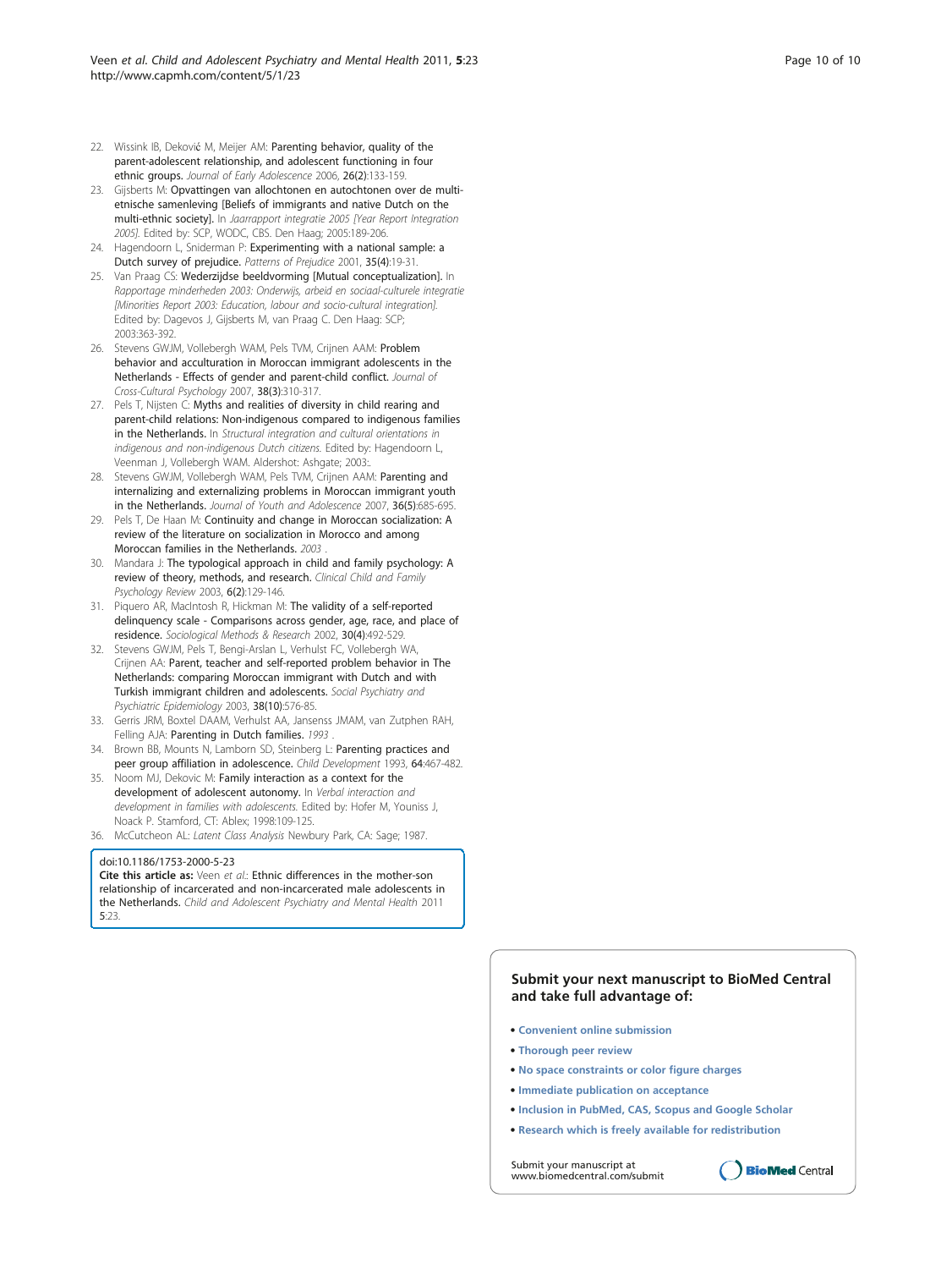22. Wissink IB, Deković M, Meijer AM: **Parenting behavior, quality of the parent-adolescent relationship, and adolescent functioning in four ethnic groups.** *Journal of Early Adolescence* 2006, **26(2)**:133-159.
23. Gijsberts M: **Opvattingen van allochtonen en autochtonen over de multi-etnische samenleving [Beliefs of immigrants and native Dutch on the multi-ethnic society].** In *Jaarrapport integratie 2005 [Year Report Integration 2005].* Edited by: SCP, WODC, CBS. Den Haag; 2005:189-206.
24. Hagendoorn L, Sniderman P: **Experimenting with a national sample: a Dutch survey of prejudice.** *Patterns of Prejudice* 2001, **35(4)**:19-31.
25. Van Praag CS: **Wederzijdse beeldvorming [Mutual conceptualization].** In *Rapportage minderheden 2003: Onderwijs, arbeid en sociaal-culturele integratie [Minorities Report 2003: Education, labour and socio-cultural integration].* Edited by: Dagevos J, Gijsberts M, van Praag C. Den Haag: SCP; 2003:363-392.
26. Stevens GWJM, Vollebergh WAM, Pels TVM, Crijnen AAM: **Problem behavior and acculturation in Moroccan immigrant adolescents in the Netherlands - Effects of gender and parent-child conflict.** *Journal of Cross-Cultural Psychology* 2007, **38(3)**:310-317.
27. Pels T, Nijsten C: **Myths and realities of diversity in child rearing and parent-child relations: Non-indigenous compared to indigenous families in the Netherlands.** In *Structural integration and cultural orientations in indigenous and non-indigenous Dutch citizens.* Edited by: Hagendoorn L, Veenman J, Vollebergh WAM. Aldershot: Ashgate; 2003:.
28. Stevens GWJM, Vollebergh WAM, Pels TVM, Crijnen AAM: **Parenting and internalizing and externalizing problems in Moroccan immigrant youth in the Netherlands.** *Journal of Youth and Adolescence* 2007, **36(5)**:685-695.
29. Pels T, De Haan M: **Continuity and change in Moroccan socialization: A review of the literature on socialization in Morocco and among Moroccan families in the Netherlands.** *2003* .
30. Mandara J: **The typological approach in child and family psychology: A review of theory, methods, and research.** *Clinical Child and Family Psychology Review* 2003, **6(2)**:129-146.
31. Piquero AR, MacIntosh R, Hickman M: **The validity of a self-reported delinquency scale - Comparisons across gender, age, race, and place of residence.** *Sociological Methods & Research* 2002, **30(4)**:492-529.
32. Stevens GWJM, Pels T, Bengi-Arslan L, Verhulst FC, Vollebergh WA, Crijnen AA: **Parent, teacher and self-reported problem behavior in The Netherlands: comparing Moroccan immigrant with Dutch and with Turkish immigrant children and adolescents.** *Social Psychiatry and Psychiatric Epidemiology* 2003, **38(10)**:576-85.
33. Gerris JRM, Boxtel DAAM, Verhulst AA, Jansenss JMAM, van Zutphen RAH, Felling AJA: **Parenting in Dutch families.** *1993* .
34. Brown BB, Mounts N, Lamborn SD, Steinberg L: **Parenting practices and peer group affiliation in adolescence.** *Child Development* 1993, **64**:467-482.
35. Noom MJ, Dekovic M: **Family interaction as a context for the development of adolescent autonomy.** In *Verbal interaction and development in families with adolescents.* Edited by: Hofer M, Youniss J, Noack P. Stamford, CT: Ablex; 1998:109-125.
36. McCutcheon AL: *Latent Class Analysis* Newbury Park, CA: Sage; 1987.

doi:10.1186/1753-2000-5-23

**Cite this article as:** Veen *et al.*: Ethnic differences in the mother-son relationship of incarcerated and non-incarcerated male adolescents in the Netherlands. *Child and Adolescent Psychiatry and Mental Health* 2011 5:23.

**Submit your next manuscript to BioMed Central and take full advantage of:**

- Convenient online submission
- Thorough peer review
- No space constraints or color figure charges
- Immediate publication on acceptance
- Inclusion in PubMed, CAS, Scopus and Google Scholar
- Research which is freely available for redistribution

Submit your manuscript at www.biomedcentral.com/submit

BioMed Central